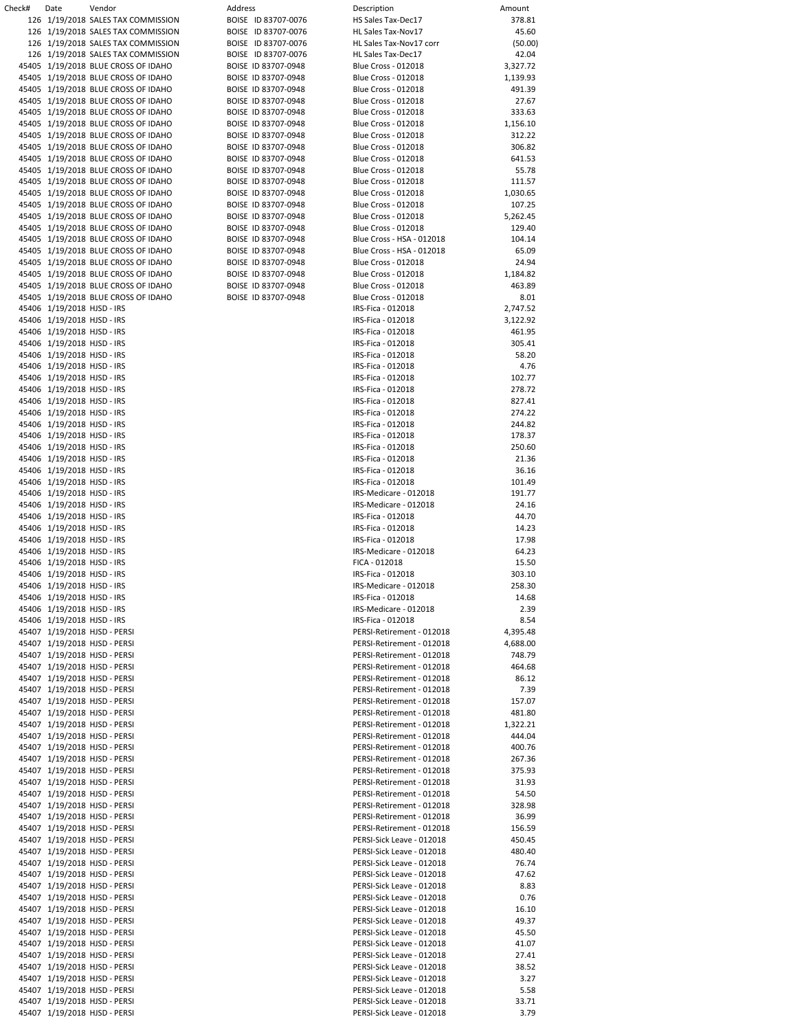| Check# | Date | Vendor | Address | Description | Amount |
|---|---|---|---|---|---|
| 126 | 1/19/2018 | SALES TAX COMMISSION | BOISE ID 83707-0076 | HS Sales Tax-Dec17 | 378.81 |
| 126 | 1/19/2018 | SALES TAX COMMISSION | BOISE ID 83707-0076 | HL Sales Tax-Nov17 | 45.60 |
| 126 | 1/19/2018 | SALES TAX COMMISSION | BOISE ID 83707-0076 | HL Sales Tax-Nov17 corr | (50.00) |
| 126 | 1/19/2018 | SALES TAX COMMISSION | BOISE ID 83707-0076 | HL Sales Tax-Dec17 | 42.04 |
| 45405 | 1/19/2018 | BLUE CROSS OF IDAHO | BOISE ID 83707-0948 | Blue Cross - 012018 | 3,327.72 |
| 45405 | 1/19/2018 | BLUE CROSS OF IDAHO | BOISE ID 83707-0948 | Blue Cross - 012018 | 1,139.93 |
| 45405 | 1/19/2018 | BLUE CROSS OF IDAHO | BOISE ID 83707-0948 | Blue Cross - 012018 | 491.39 |
| 45405 | 1/19/2018 | BLUE CROSS OF IDAHO | BOISE ID 83707-0948 | Blue Cross - 012018 | 27.67 |
| 45405 | 1/19/2018 | BLUE CROSS OF IDAHO | BOISE ID 83707-0948 | Blue Cross - 012018 | 333.63 |
| 45405 | 1/19/2018 | BLUE CROSS OF IDAHO | BOISE ID 83707-0948 | Blue Cross - 012018 | 1,156.10 |
| 45405 | 1/19/2018 | BLUE CROSS OF IDAHO | BOISE ID 83707-0948 | Blue Cross - 012018 | 312.22 |
| 45405 | 1/19/2018 | BLUE CROSS OF IDAHO | BOISE ID 83707-0948 | Blue Cross - 012018 | 306.82 |
| 45405 | 1/19/2018 | BLUE CROSS OF IDAHO | BOISE ID 83707-0948 | Blue Cross - 012018 | 641.53 |
| 45405 | 1/19/2018 | BLUE CROSS OF IDAHO | BOISE ID 83707-0948 | Blue Cross - 012018 | 55.78 |
| 45405 | 1/19/2018 | BLUE CROSS OF IDAHO | BOISE ID 83707-0948 | Blue Cross - 012018 | 111.57 |
| 45405 | 1/19/2018 | BLUE CROSS OF IDAHO | BOISE ID 83707-0948 | Blue Cross - 012018 | 1,030.65 |
| 45405 | 1/19/2018 | BLUE CROSS OF IDAHO | BOISE ID 83707-0948 | Blue Cross - 012018 | 107.25 |
| 45405 | 1/19/2018 | BLUE CROSS OF IDAHO | BOISE ID 83707-0948 | Blue Cross - 012018 | 5,262.45 |
| 45405 | 1/19/2018 | BLUE CROSS OF IDAHO | BOISE ID 83707-0948 | Blue Cross - 012018 | 129.40 |
| 45405 | 1/19/2018 | BLUE CROSS OF IDAHO | BOISE ID 83707-0948 | Blue Cross - HSA - 012018 | 104.14 |
| 45405 | 1/19/2018 | BLUE CROSS OF IDAHO | BOISE ID 83707-0948 | Blue Cross - HSA - 012018 | 65.09 |
| 45405 | 1/19/2018 | BLUE CROSS OF IDAHO | BOISE ID 83707-0948 | Blue Cross - 012018 | 24.94 |
| 45405 | 1/19/2018 | BLUE CROSS OF IDAHO | BOISE ID 83707-0948 | Blue Cross - 012018 | 1,184.82 |
| 45405 | 1/19/2018 | BLUE CROSS OF IDAHO | BOISE ID 83707-0948 | Blue Cross - 012018 | 463.89 |
| 45405 | 1/19/2018 | BLUE CROSS OF IDAHO | BOISE ID 83707-0948 | Blue Cross - 012018 | 8.01 |
| 45406 | 1/19/2018 | HJSD - IRS | | IRS-Fica - 012018 | 2,747.52 |
| 45406 | 1/19/2018 | HJSD - IRS | | IRS-Fica - 012018 | 3,122.92 |
| 45406 | 1/19/2018 | HJSD - IRS | | IRS-Fica - 012018 | 461.95 |
| 45406 | 1/19/2018 | HJSD - IRS | | IRS-Fica - 012018 | 305.41 |
| 45406 | 1/19/2018 | HJSD - IRS | | IRS-Fica - 012018 | 58.20 |
| 45406 | 1/19/2018 | HJSD - IRS | | IRS-Fica - 012018 | 4.76 |
| 45406 | 1/19/2018 | HJSD - IRS | | IRS-Fica - 012018 | 102.77 |
| 45406 | 1/19/2018 | HJSD - IRS | | IRS-Fica - 012018 | 278.72 |
| 45406 | 1/19/2018 | HJSD - IRS | | IRS-Fica - 012018 | 827.41 |
| 45406 | 1/19/2018 | HJSD - IRS | | IRS-Fica - 012018 | 274.22 |
| 45406 | 1/19/2018 | HJSD - IRS | | IRS-Fica - 012018 | 244.82 |
| 45406 | 1/19/2018 | HJSD - IRS | | IRS-Fica - 012018 | 178.37 |
| 45406 | 1/19/2018 | HJSD - IRS | | IRS-Fica - 012018 | 250.60 |
| 45406 | 1/19/2018 | HJSD - IRS | | IRS-Fica - 012018 | 21.36 |
| 45406 | 1/19/2018 | HJSD - IRS | | IRS-Fica - 012018 | 36.16 |
| 45406 | 1/19/2018 | HJSD - IRS | | IRS-Fica - 012018 | 101.49 |
| 45406 | 1/19/2018 | HJSD - IRS | | IRS-Medicare - 012018 | 191.77 |
| 45406 | 1/19/2018 | HJSD - IRS | | IRS-Medicare - 012018 | 24.16 |
| 45406 | 1/19/2018 | HJSD - IRS | | IRS-Fica - 012018 | 44.70 |
| 45406 | 1/19/2018 | HJSD - IRS | | IRS-Fica - 012018 | 14.23 |
| 45406 | 1/19/2018 | HJSD - IRS | | IRS-Fica - 012018 | 17.98 |
| 45406 | 1/19/2018 | HJSD - IRS | | IRS-Medicare - 012018 | 64.23 |
| 45406 | 1/19/2018 | HJSD - IRS | | FICA - 012018 | 15.50 |
| 45406 | 1/19/2018 | HJSD - IRS | | IRS-Fica - 012018 | 303.10 |
| 45406 | 1/19/2018 | HJSD - IRS | | IRS-Medicare - 012018 | 258.30 |
| 45406 | 1/19/2018 | HJSD - IRS | | IRS-Fica - 012018 | 14.68 |
| 45406 | 1/19/2018 | HJSD - IRS | | IRS-Medicare - 012018 | 2.39 |
| 45406 | 1/19/2018 | HJSD - IRS | | IRS-Fica - 012018 | 8.54 |
| 45407 | 1/19/2018 | HJSD - PERSI | | PERSI-Retirement - 012018 | 4,395.48 |
| 45407 | 1/19/2018 | HJSD - PERSI | | PERSI-Retirement - 012018 | 4,688.00 |
| 45407 | 1/19/2018 | HJSD - PERSI | | PERSI-Retirement - 012018 | 748.79 |
| 45407 | 1/19/2018 | HJSD - PERSI | | PERSI-Retirement - 012018 | 464.68 |
| 45407 | 1/19/2018 | HJSD - PERSI | | PERSI-Retirement - 012018 | 86.12 |
| 45407 | 1/19/2018 | HJSD - PERSI | | PERSI-Retirement - 012018 | 7.39 |
| 45407 | 1/19/2018 | HJSD - PERSI | | PERSI-Retirement - 012018 | 157.07 |
| 45407 | 1/19/2018 | HJSD - PERSI | | PERSI-Retirement - 012018 | 481.80 |
| 45407 | 1/19/2018 | HJSD - PERSI | | PERSI-Retirement - 012018 | 1,322.21 |
| 45407 | 1/19/2018 | HJSD - PERSI | | PERSI-Retirement - 012018 | 444.04 |
| 45407 | 1/19/2018 | HJSD - PERSI | | PERSI-Retirement - 012018 | 400.76 |
| 45407 | 1/19/2018 | HJSD - PERSI | | PERSI-Retirement - 012018 | 267.36 |
| 45407 | 1/19/2018 | HJSD - PERSI | | PERSI-Retirement - 012018 | 375.93 |
| 45407 | 1/19/2018 | HJSD - PERSI | | PERSI-Retirement - 012018 | 31.93 |
| 45407 | 1/19/2018 | HJSD - PERSI | | PERSI-Retirement - 012018 | 54.50 |
| 45407 | 1/19/2018 | HJSD - PERSI | | PERSI-Retirement - 012018 | 328.98 |
| 45407 | 1/19/2018 | HJSD - PERSI | | PERSI-Retirement - 012018 | 36.99 |
| 45407 | 1/19/2018 | HJSD - PERSI | | PERSI-Retirement - 012018 | 156.59 |
| 45407 | 1/19/2018 | HJSD - PERSI | | PERSI-Sick Leave - 012018 | 450.45 |
| 45407 | 1/19/2018 | HJSD - PERSI | | PERSI-Sick Leave - 012018 | 480.40 |
| 45407 | 1/19/2018 | HJSD - PERSI | | PERSI-Sick Leave - 012018 | 76.74 |
| 45407 | 1/19/2018 | HJSD - PERSI | | PERSI-Sick Leave - 012018 | 47.62 |
| 45407 | 1/19/2018 | HJSD - PERSI | | PERSI-Sick Leave - 012018 | 8.83 |
| 45407 | 1/19/2018 | HJSD - PERSI | | PERSI-Sick Leave - 012018 | 0.76 |
| 45407 | 1/19/2018 | HJSD - PERSI | | PERSI-Sick Leave - 012018 | 16.10 |
| 45407 | 1/19/2018 | HJSD - PERSI | | PERSI-Sick Leave - 012018 | 49.37 |
| 45407 | 1/19/2018 | HJSD - PERSI | | PERSI-Sick Leave - 012018 | 45.50 |
| 45407 | 1/19/2018 | HJSD - PERSI | | PERSI-Sick Leave - 012018 | 41.07 |
| 45407 | 1/19/2018 | HJSD - PERSI | | PERSI-Sick Leave - 012018 | 27.41 |
| 45407 | 1/19/2018 | HJSD - PERSI | | PERSI-Sick Leave - 012018 | 38.52 |
| 45407 | 1/19/2018 | HJSD - PERSI | | PERSI-Sick Leave - 012018 | 3.27 |
| 45407 | 1/19/2018 | HJSD - PERSI | | PERSI-Sick Leave - 012018 | 5.58 |
| 45407 | 1/19/2018 | HJSD - PERSI | | PERSI-Sick Leave - 012018 | 33.71 |
| 45407 | 1/19/2018 | HJSD - PERSI | | PERSI-Sick Leave - 012018 | 3.79 |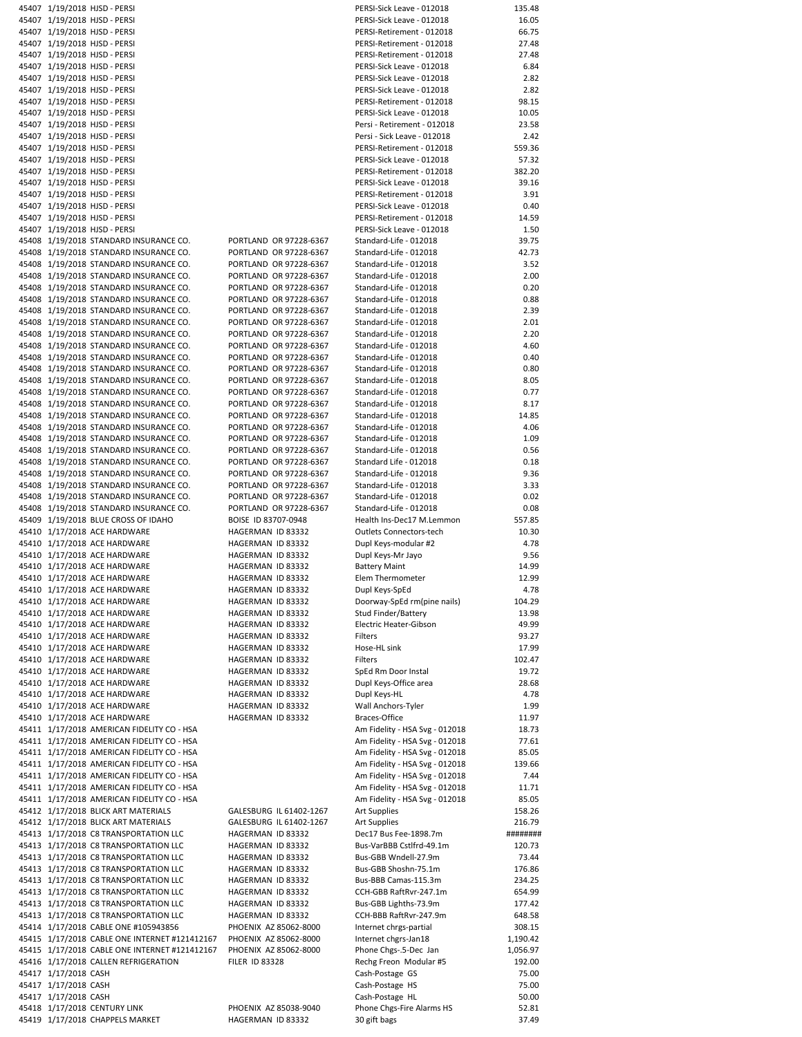| | | | | | |
|---|---|---|---|---|---|
| 45407 | 1/19/2018 | HJSD - PERSI | | PERSI-Sick Leave - 012018 | 135.48 |
| 45407 | 1/19/2018 | HJSD - PERSI | | PERSI-Sick Leave - 012018 | 16.05 |
| 45407 | 1/19/2018 | HJSD - PERSI | | PERSI-Retirement - 012018 | 66.75 |
| 45407 | 1/19/2018 | HJSD - PERSI | | PERSI-Retirement - 012018 | 27.48 |
| 45407 | 1/19/2018 | HJSD - PERSI | | PERSI-Retirement - 012018 | 27.48 |
| 45407 | 1/19/2018 | HJSD - PERSI | | PERSI-Sick Leave - 012018 | 6.84 |
| 45407 | 1/19/2018 | HJSD - PERSI | | PERSI-Sick Leave - 012018 | 2.82 |
| 45407 | 1/19/2018 | HJSD - PERSI | | PERSI-Sick Leave - 012018 | 2.82 |
| 45407 | 1/19/2018 | HJSD - PERSI | | PERSI-Retirement - 012018 | 98.15 |
| 45407 | 1/19/2018 | HJSD - PERSI | | PERSI-Sick Leave - 012018 | 10.05 |
| 45407 | 1/19/2018 | HJSD - PERSI | | Persi - Retirement - 012018 | 23.58 |
| 45407 | 1/19/2018 | HJSD - PERSI | | Persi - Sick Leave - 012018 | 2.42 |
| 45407 | 1/19/2018 | HJSD - PERSI | | PERSI-Retirement - 012018 | 559.36 |
| 45407 | 1/19/2018 | HJSD - PERSI | | PERSI-Sick Leave - 012018 | 57.32 |
| 45407 | 1/19/2018 | HJSD - PERSI | | PERSI-Retirement - 012018 | 382.20 |
| 45407 | 1/19/2018 | HJSD - PERSI | | PERSI-Sick Leave - 012018 | 39.16 |
| 45407 | 1/19/2018 | HJSD - PERSI | | PERSI-Retirement - 012018 | 3.91 |
| 45407 | 1/19/2018 | HJSD - PERSI | | PERSI-Sick Leave - 012018 | 0.40 |
| 45407 | 1/19/2018 | HJSD - PERSI | | PERSI-Retirement - 012018 | 14.59 |
| 45407 | 1/19/2018 | HJSD - PERSI | | PERSI-Sick Leave - 012018 | 1.50 |
| 45408 | 1/19/2018 | STANDARD INSURANCE CO. | PORTLAND OR 97228-6367 | Standard-Life - 012018 | 39.75 |
| 45408 | 1/19/2018 | STANDARD INSURANCE CO. | PORTLAND OR 97228-6367 | Standard-Life - 012018 | 42.73 |
| 45408 | 1/19/2018 | STANDARD INSURANCE CO. | PORTLAND OR 97228-6367 | Standard-Life - 012018 | 3.52 |
| 45408 | 1/19/2018 | STANDARD INSURANCE CO. | PORTLAND OR 97228-6367 | Standard-Life - 012018 | 2.00 |
| 45408 | 1/19/2018 | STANDARD INSURANCE CO. | PORTLAND OR 97228-6367 | Standard-Life - 012018 | 0.20 |
| 45408 | 1/19/2018 | STANDARD INSURANCE CO. | PORTLAND OR 97228-6367 | Standard-Life - 012018 | 0.88 |
| 45408 | 1/19/2018 | STANDARD INSURANCE CO. | PORTLAND OR 97228-6367 | Standard-Life - 012018 | 2.39 |
| 45408 | 1/19/2018 | STANDARD INSURANCE CO. | PORTLAND OR 97228-6367 | Standard-Life - 012018 | 2.01 |
| 45408 | 1/19/2018 | STANDARD INSURANCE CO. | PORTLAND OR 97228-6367 | Standard-Life - 012018 | 2.20 |
| 45408 | 1/19/2018 | STANDARD INSURANCE CO. | PORTLAND OR 97228-6367 | Standard-Life - 012018 | 4.60 |
| 45408 | 1/19/2018 | STANDARD INSURANCE CO. | PORTLAND OR 97228-6367 | Standard-Life - 012018 | 0.40 |
| 45408 | 1/19/2018 | STANDARD INSURANCE CO. | PORTLAND OR 97228-6367 | Standard-Life - 012018 | 0.80 |
| 45408 | 1/19/2018 | STANDARD INSURANCE CO. | PORTLAND OR 97228-6367 | Standard-Life - 012018 | 8.05 |
| 45408 | 1/19/2018 | STANDARD INSURANCE CO. | PORTLAND OR 97228-6367 | Standard-Life - 012018 | 0.77 |
| 45408 | 1/19/2018 | STANDARD INSURANCE CO. | PORTLAND OR 97228-6367 | Standard-Life - 012018 | 8.17 |
| 45408 | 1/19/2018 | STANDARD INSURANCE CO. | PORTLAND OR 97228-6367 | Standard-Life - 012018 | 14.85 |
| 45408 | 1/19/2018 | STANDARD INSURANCE CO. | PORTLAND OR 97228-6367 | Standard-Life - 012018 | 4.06 |
| 45408 | 1/19/2018 | STANDARD INSURANCE CO. | PORTLAND OR 97228-6367 | Standard-Life - 012018 | 1.09 |
| 45408 | 1/19/2018 | STANDARD INSURANCE CO. | PORTLAND OR 97228-6367 | Standard-Life - 012018 | 0.56 |
| 45408 | 1/19/2018 | STANDARD INSURANCE CO. | PORTLAND OR 97228-6367 | Standard Life - 012018 | 0.18 |
| 45408 | 1/19/2018 | STANDARD INSURANCE CO. | PORTLAND OR 97228-6367 | Standard-Life - 012018 | 9.36 |
| 45408 | 1/19/2018 | STANDARD INSURANCE CO. | PORTLAND OR 97228-6367 | Standard-Life - 012018 | 3.33 |
| 45408 | 1/19/2018 | STANDARD INSURANCE CO. | PORTLAND OR 97228-6367 | Standard-Life - 012018 | 0.02 |
| 45408 | 1/19/2018 | STANDARD INSURANCE CO. | PORTLAND OR 97228-6367 | Standard-Life - 012018 | 0.08 |
| 45409 | 1/19/2018 | BLUE CROSS OF IDAHO | BOISE ID 83707-0948 | Health Ins-Dec17 M.Lemmon | 557.85 |
| 45410 | 1/17/2018 | ACE HARDWARE | HAGERMAN ID 83332 | Outlets Connectors-tech | 10.30 |
| 45410 | 1/17/2018 | ACE HARDWARE | HAGERMAN ID 83332 | Dupl Keys-modular #2 | 4.78 |
| 45410 | 1/17/2018 | ACE HARDWARE | HAGERMAN ID 83332 | Dupl Keys-Mr Jayo | 9.56 |
| 45410 | 1/17/2018 | ACE HARDWARE | HAGERMAN ID 83332 | Battery Maint | 14.99 |
| 45410 | 1/17/2018 | ACE HARDWARE | HAGERMAN ID 83332 | Elem Thermometer | 12.99 |
| 45410 | 1/17/2018 | ACE HARDWARE | HAGERMAN ID 83332 | Dupl Keys-SpEd | 4.78 |
| 45410 | 1/17/2018 | ACE HARDWARE | HAGERMAN ID 83332 | Doorway-SpEd rm(pine nails) | 104.29 |
| 45410 | 1/17/2018 | ACE HARDWARE | HAGERMAN ID 83332 | Stud Finder/Battery | 13.98 |
| 45410 | 1/17/2018 | ACE HARDWARE | HAGERMAN ID 83332 | Electric Heater-Gibson | 49.99 |
| 45410 | 1/17/2018 | ACE HARDWARE | HAGERMAN ID 83332 | Filters | 93.27 |
| 45410 | 1/17/2018 | ACE HARDWARE | HAGERMAN ID 83332 | Hose-HL sink | 17.99 |
| 45410 | 1/17/2018 | ACE HARDWARE | HAGERMAN ID 83332 | Filters | 102.47 |
| 45410 | 1/17/2018 | ACE HARDWARE | HAGERMAN ID 83332 | SpEd Rm Door Instal | 19.72 |
| 45410 | 1/17/2018 | ACE HARDWARE | HAGERMAN ID 83332 | Dupl Keys-Office area | 28.68 |
| 45410 | 1/17/2018 | ACE HARDWARE | HAGERMAN ID 83332 | Dupl Keys-HL | 4.78 |
| 45410 | 1/17/2018 | ACE HARDWARE | HAGERMAN ID 83332 | Wall Anchors-Tyler | 1.99 |
| 45410 | 1/17/2018 | ACE HARDWARE | HAGERMAN ID 83332 | Braces-Office | 11.97 |
| 45411 | 1/17/2018 | AMERICAN FIDELITY CO - HSA | | Am Fidelity - HSA Svg - 012018 | 18.73 |
| 45411 | 1/17/2018 | AMERICAN FIDELITY CO - HSA | | Am Fidelity - HSA Svg - 012018 | 77.61 |
| 45411 | 1/17/2018 | AMERICAN FIDELITY CO - HSA | | Am Fidelity - HSA Svg - 012018 | 85.05 |
| 45411 | 1/17/2018 | AMERICAN FIDELITY CO - HSA | | Am Fidelity - HSA Svg - 012018 | 139.66 |
| 45411 | 1/17/2018 | AMERICAN FIDELITY CO - HSA | | Am Fidelity - HSA Svg - 012018 | 7.44 |
| 45411 | 1/17/2018 | AMERICAN FIDELITY CO - HSA | | Am Fidelity - HSA Svg - 012018 | 11.71 |
| 45411 | 1/17/2018 | AMERICAN FIDELITY CO - HSA | | Am Fidelity - HSA Svg - 012018 | 85.05 |
| 45412 | 1/17/2018 | BLICK ART MATERIALS | GALESBURG IL 61402-1267 | Art Supplies | 158.26 |
| 45412 | 1/17/2018 | BLICK ART MATERIALS | GALESBURG IL 61402-1267 | Art Supplies | 216.79 |
| 45413 | 1/17/2018 | C8 TRANSPORTATION LLC | HAGERMAN ID 83332 | Dec17 Bus Fee-1898.7m | ######## |
| 45413 | 1/17/2018 | C8 TRANSPORTATION LLC | HAGERMAN ID 83332 | Bus-VarBBB Cstlfrd-49.1m | 120.73 |
| 45413 | 1/17/2018 | C8 TRANSPORTATION LLC | HAGERMAN ID 83332 | Bus-GBB Wndell-27.9m | 73.44 |
| 45413 | 1/17/2018 | C8 TRANSPORTATION LLC | HAGERMAN ID 83332 | Bus-GBB Shoshn-75.1m | 176.86 |
| 45413 | 1/17/2018 | C8 TRANSPORTATION LLC | HAGERMAN ID 83332 | Bus-BBB Camas-115.3m | 234.25 |
| 45413 | 1/17/2018 | C8 TRANSPORTATION LLC | HAGERMAN ID 83332 | CCH-GBB RaftRvr-247.1m | 654.99 |
| 45413 | 1/17/2018 | C8 TRANSPORTATION LLC | HAGERMAN ID 83332 | Bus-GBB Lighths-73.9m | 177.42 |
| 45413 | 1/17/2018 | C8 TRANSPORTATION LLC | HAGERMAN ID 83332 | CCH-BBB RaftRvr-247.9m | 648.58 |
| 45414 | 1/17/2018 | CABLE ONE #105943856 | PHOENIX AZ 85062-8000 | Internet chrgs-partial | 308.15 |
| 45415 | 1/17/2018 | CABLE ONE INTERNET #121412167 | PHOENIX AZ 85062-8000 | Internet chgrs-Jan18 | 1,190.42 |
| 45415 | 1/17/2018 | CABLE ONE INTERNET #121412167 | PHOENIX AZ 85062-8000 | Phone Chgs-.5-Dec Jan | 1,056.97 |
| 45416 | 1/17/2018 | CALLEN REFRIGERATION | FILER ID 83328 | Rechg Freon Modular #5 | 192.00 |
| 45417 | 1/17/2018 | CASH | | Cash-Postage GS | 75.00 |
| 45417 | 1/17/2018 | CASH | | Cash-Postage HS | 75.00 |
| 45417 | 1/17/2018 | CASH | | Cash-Postage HL | 50.00 |
| 45418 | 1/17/2018 | CENTURY LINK | PHOENIX AZ 85038-9040 | Phone Chgs-Fire Alarms HS | 52.81 |
| 45419 | 1/17/2018 | CHAPPELS MARKET | HAGERMAN ID 83332 | 30 gift bags | 37.49 |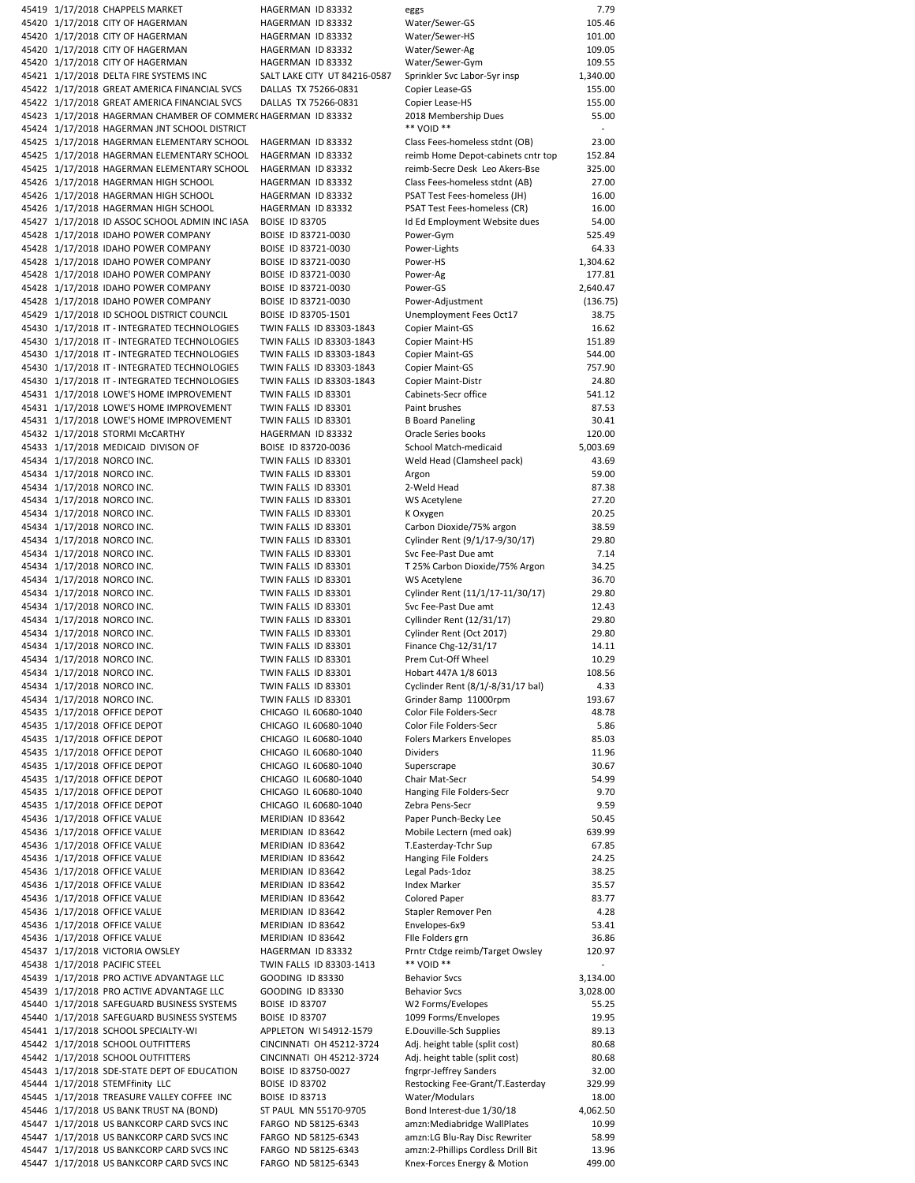| | | | | | |
|---|---|---|---|---|---|
| 45419 | 1/17/2018 | CHAPPELS MARKET | HAGERMAN ID 83332 | eggs | 7.79 |
| 45420 | 1/17/2018 | CITY OF HAGERMAN | HAGERMAN ID 83332 | Water/Sewer-GS | 105.46 |
| 45420 | 1/17/2018 | CITY OF HAGERMAN | HAGERMAN ID 83332 | Water/Sewer-HS | 101.00 |
| 45420 | 1/17/2018 | CITY OF HAGERMAN | HAGERMAN ID 83332 | Water/Sewer-Ag | 109.05 |
| 45420 | 1/17/2018 | CITY OF HAGERMAN | HAGERMAN ID 83332 | Water/Sewer-Gym | 109.55 |
| 45421 | 1/17/2018 | DELTA FIRE SYSTEMS INC | SALT LAKE CITY UT 84216-0587 | Sprinkler Svc Labor-5yr insp | 1,340.00 |
| 45422 | 1/17/2018 | GREAT AMERICA FINANCIAL SVCS | DALLAS TX 75266-0831 | Copier Lease-GS | 155.00 |
| 45422 | 1/17/2018 | GREAT AMERICA FINANCIAL SVCS | DALLAS TX 75266-0831 | Copier Lease-HS | 155.00 |
| 45423 | 1/17/2018 | HAGERMAN CHAMBER OF COMMERC | HAGERMAN ID 83332 | 2018 Membership Dues | 55.00 |
| 45424 | 1/17/2018 | HAGERMAN JNT SCHOOL DISTRICT | | ** VOID ** | - |
| 45425 | 1/17/2018 | HAGERMAN ELEMENTARY SCHOOL | HAGERMAN ID 83332 | Class Fees-homeless stdnt (OB) | 23.00 |
| 45425 | 1/17/2018 | HAGERMAN ELEMENTARY SCHOOL | HAGERMAN ID 83332 | reimb Home Depot-cabinets cntr top | 152.84 |
| 45425 | 1/17/2018 | HAGERMAN ELEMENTARY SCHOOL | HAGERMAN ID 83332 | reimb-Secre Desk Leo Akers-Bse | 325.00 |
| 45426 | 1/17/2018 | HAGERMAN HIGH SCHOOL | HAGERMAN ID 83332 | Class Fees-homeless stdnt (AB) | 27.00 |
| 45426 | 1/17/2018 | HAGERMAN HIGH SCHOOL | HAGERMAN ID 83332 | PSAT Test Fees-homeless (JH) | 16.00 |
| 45426 | 1/17/2018 | HAGERMAN HIGH SCHOOL | HAGERMAN ID 83332 | PSAT Test Fees-homeless (CR) | 16.00 |
| 45427 | 1/17/2018 | ID ASSOC SCHOOL ADMIN INC IASA | BOISE ID 83705 | Id Ed Employment Website dues | 54.00 |
| 45428 | 1/17/2018 | IDAHO POWER COMPANY | BOISE ID 83721-0030 | Power-Gym | 525.49 |
| 45428 | 1/17/2018 | IDAHO POWER COMPANY | BOISE ID 83721-0030 | Power-Lights | 64.33 |
| 45428 | 1/17/2018 | IDAHO POWER COMPANY | BOISE ID 83721-0030 | Power-HS | 1,304.62 |
| 45428 | 1/17/2018 | IDAHO POWER COMPANY | BOISE ID 83721-0030 | Power-Ag | 177.81 |
| 45428 | 1/17/2018 | IDAHO POWER COMPANY | BOISE ID 83721-0030 | Power-GS | 2,640.47 |
| 45428 | 1/17/2018 | IDAHO POWER COMPANY | BOISE ID 83721-0030 | Power-Adjustment | (136.75) |
| 45429 | 1/17/2018 | ID SCHOOL DISTRICT COUNCIL | BOISE ID 83705-1501 | Unemployment Fees Oct17 | 38.75 |
| 45430 | 1/17/2018 | IT - INTEGRATED TECHNOLOGIES | TWIN FALLS ID 83303-1843 | Copier Maint-GS | 16.62 |
| 45430 | 1/17/2018 | IT - INTEGRATED TECHNOLOGIES | TWIN FALLS ID 83303-1843 | Copier Maint-HS | 151.89 |
| 45430 | 1/17/2018 | IT - INTEGRATED TECHNOLOGIES | TWIN FALLS ID 83303-1843 | Copier Maint-GS | 544.00 |
| 45430 | 1/17/2018 | IT - INTEGRATED TECHNOLOGIES | TWIN FALLS ID 83303-1843 | Copier Maint-GS | 757.90 |
| 45430 | 1/17/2018 | IT - INTEGRATED TECHNOLOGIES | TWIN FALLS ID 83303-1843 | Copier Maint-Distr | 24.80 |
| 45431 | 1/17/2018 | LOWE'S HOME IMPROVEMENT | TWIN FALLS ID 83301 | Cabinets-Secr office | 541.12 |
| 45431 | 1/17/2018 | LOWE'S HOME IMPROVEMENT | TWIN FALLS ID 83301 | Paint brushes | 87.53 |
| 45431 | 1/17/2018 | LOWE'S HOME IMPROVEMENT | TWIN FALLS ID 83301 | B Board Paneling | 30.41 |
| 45432 | 1/17/2018 | STORMI McCARTHY | HAGERMAN ID 83332 | Oracle Series books | 120.00 |
| 45433 | 1/17/2018 | MEDICAID DIVISON OF | BOISE ID 83720-0036 | School Match-medicaid | 5,003.69 |
| 45434 | 1/17/2018 | NORCO INC. | TWIN FALLS ID 83301 | Weld Head (Clamsheel pack) | 43.69 |
| 45434 | 1/17/2018 | NORCO INC. | TWIN FALLS ID 83301 | Argon | 59.00 |
| 45434 | 1/17/2018 | NORCO INC. | TWIN FALLS ID 83301 | 2-Weld Head | 87.38 |
| 45434 | 1/17/2018 | NORCO INC. | TWIN FALLS ID 83301 | WS Acetylene | 27.20 |
| 45434 | 1/17/2018 | NORCO INC. | TWIN FALLS ID 83301 | K Oxygen | 20.25 |
| 45434 | 1/17/2018 | NORCO INC. | TWIN FALLS ID 83301 | Carbon Dioxide/75% argon | 38.59 |
| 45434 | 1/17/2018 | NORCO INC. | TWIN FALLS ID 83301 | Cylinder Rent (9/1/17-9/30/17) | 29.80 |
| 45434 | 1/17/2018 | NORCO INC. | TWIN FALLS ID 83301 | Svc Fee-Past Due amt | 7.14 |
| 45434 | 1/17/2018 | NORCO INC. | TWIN FALLS ID 83301 | T 25% Carbon Dioxide/75% Argon | 34.25 |
| 45434 | 1/17/2018 | NORCO INC. | TWIN FALLS ID 83301 | WS Acetylene | 36.70 |
| 45434 | 1/17/2018 | NORCO INC. | TWIN FALLS ID 83301 | Cylinder Rent (11/1/17-11/30/17) | 29.80 |
| 45434 | 1/17/2018 | NORCO INC. | TWIN FALLS ID 83301 | Svc Fee-Past Due amt | 12.43 |
| 45434 | 1/17/2018 | NORCO INC. | TWIN FALLS ID 83301 | Cyllinder Rent (12/31/17) | 29.80 |
| 45434 | 1/17/2018 | NORCO INC. | TWIN FALLS ID 83301 | Cylinder Rent (Oct 2017) | 29.80 |
| 45434 | 1/17/2018 | NORCO INC. | TWIN FALLS ID 83301 | Finance Chg-12/31/17 | 14.11 |
| 45434 | 1/17/2018 | NORCO INC. | TWIN FALLS ID 83301 | Prem Cut-Off Wheel | 10.29 |
| 45434 | 1/17/2018 | NORCO INC. | TWIN FALLS ID 83301 | Hobart 447A 1/8 6013 | 108.56 |
| 45434 | 1/17/2018 | NORCO INC. | TWIN FALLS ID 83301 | Cyclinder Rent (8/1/-8/31/17 bal) | 4.33 |
| 45434 | 1/17/2018 | NORCO INC. | TWIN FALLS ID 83301 | Grinder 8amp 11000rpm | 193.67 |
| 45435 | 1/17/2018 | OFFICE DEPOT | CHICAGO IL 60680-1040 | Color File Folders-Secr | 48.78 |
| 45435 | 1/17/2018 | OFFICE DEPOT | CHICAGO IL 60680-1040 | Color File Folders-Secr | 5.86 |
| 45435 | 1/17/2018 | OFFICE DEPOT | CHICAGO IL 60680-1040 | Folers Markers Envelopes | 85.03 |
| 45435 | 1/17/2018 | OFFICE DEPOT | CHICAGO IL 60680-1040 | Dividers | 11.96 |
| 45435 | 1/17/2018 | OFFICE DEPOT | CHICAGO IL 60680-1040 | Superscrape | 30.67 |
| 45435 | 1/17/2018 | OFFICE DEPOT | CHICAGO IL 60680-1040 | Chair Mat-Secr | 54.99 |
| 45435 | 1/17/2018 | OFFICE DEPOT | CHICAGO IL 60680-1040 | Hanging File Folders-Secr | 9.70 |
| 45435 | 1/17/2018 | OFFICE DEPOT | CHICAGO IL 60680-1040 | Zebra Pens-Secr | 9.59 |
| 45436 | 1/17/2018 | OFFICE VALUE | MERIDIAN ID 83642 | Paper Punch-Becky Lee | 50.45 |
| 45436 | 1/17/2018 | OFFICE VALUE | MERIDIAN ID 83642 | Mobile Lectern (med oak) | 639.99 |
| 45436 | 1/17/2018 | OFFICE VALUE | MERIDIAN ID 83642 | T.Easterday-Tchr Sup | 67.85 |
| 45436 | 1/17/2018 | OFFICE VALUE | MERIDIAN ID 83642 | Hanging File Folders | 24.25 |
| 45436 | 1/17/2018 | OFFICE VALUE | MERIDIAN ID 83642 | Legal Pads-1doz | 38.25 |
| 45436 | 1/17/2018 | OFFICE VALUE | MERIDIAN ID 83642 | Index Marker | 35.57 |
| 45436 | 1/17/2018 | OFFICE VALUE | MERIDIAN ID 83642 | Colored Paper | 83.77 |
| 45436 | 1/17/2018 | OFFICE VALUE | MERIDIAN ID 83642 | Stapler Remover Pen | 4.28 |
| 45436 | 1/17/2018 | OFFICE VALUE | MERIDIAN ID 83642 | Envelopes-6x9 | 53.41 |
| 45436 | 1/17/2018 | OFFICE VALUE | MERIDIAN ID 83642 | FIle Folders grn | 36.86 |
| 45437 | 1/17/2018 | VICTORIA OWSLEY | HAGERMAN ID 83332 | Prntr Ctdge reimb/Target Owsley | 120.97 |
| 45438 | 1/17/2018 | PACIFIC STEEL | TWIN FALLS ID 83303-1413 | ** VOID ** | - |
| 45439 | 1/17/2018 | PRO ACTIVE ADVANTAGE LLC | GOODING ID 83330 | Behavior Svcs | 3,134.00 |
| 45439 | 1/17/2018 | PRO ACTIVE ADVANTAGE LLC | GOODING ID 83330 | Behavior Svcs | 3,028.00 |
| 45440 | 1/17/2018 | SAFEGUARD BUSINESS SYSTEMS | BOISE ID 83707 | W2 Forms/Evelopes | 55.25 |
| 45440 | 1/17/2018 | SAFEGUARD BUSINESS SYSTEMS | BOISE ID 83707 | 1099 Forms/Envelopes | 19.95 |
| 45441 | 1/17/2018 | SCHOOL SPECIALTY-WI | APPLETON WI 54912-1579 | E.Douville-Sch Supplies | 89.13 |
| 45442 | 1/17/2018 | SCHOOL OUTFITTERS | CINCINNATI OH 45212-3724 | Adj. height table (split cost) | 80.68 |
| 45442 | 1/17/2018 | SCHOOL OUTFITTERS | CINCINNATI OH 45212-3724 | Adj. height table (split cost) | 80.68 |
| 45443 | 1/17/2018 | SDE-STATE DEPT OF EDUCATION | BOISE ID 83750-0027 | fngrpr-Jeffrey Sanders | 32.00 |
| 45444 | 1/17/2018 | STEMFinity LLC | BOISE ID 83702 | Restocking Fee-Grant/T.Easterday | 329.99 |
| 45445 | 1/17/2018 | TREASURE VALLEY COFFEE INC | BOISE ID 83713 | Water/Modulars | 18.00 |
| 45446 | 1/17/2018 | US BANK TRUST NA (BOND) | ST PAUL MN 55170-9705 | Bond Interest-due 1/30/18 | 4,062.50 |
| 45447 | 1/17/2018 | US BANKCORP CARD SVCS INC | FARGO ND 58125-6343 | amzn:Mediabridge WallPlates | 10.99 |
| 45447 | 1/17/2018 | US BANKCORP CARD SVCS INC | FARGO ND 58125-6343 | amzn:LG Blu-Ray Disc Rewriter | 58.99 |
| 45447 | 1/17/2018 | US BANKCORP CARD SVCS INC | FARGO ND 58125-6343 | amzn:2-Phillips Cordless Drill Bit | 13.96 |
| 45447 | 1/17/2018 | US BANKCORP CARD SVCS INC | FARGO ND 58125-6343 | Knex-Forces Energy & Motion | 499.00 |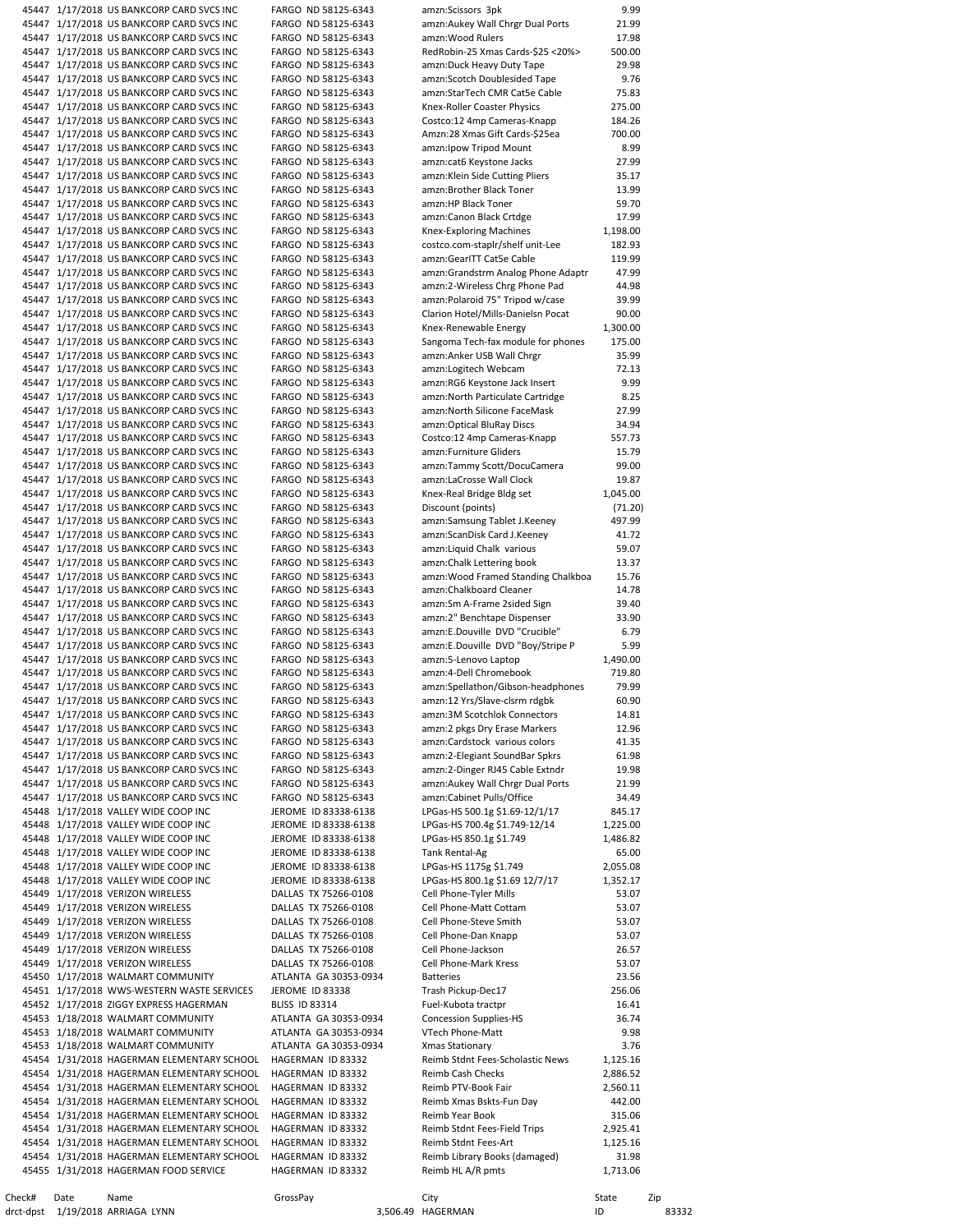| | | | | | |
|---|---|---|---|---|---|
| 45447 | 1/17/2018 | US BANKCORP CARD SVCS INC | FARGO ND 58125-6343 | amzn:Scissors 3pk | 9.99 |
| 45447 | 1/17/2018 | US BANKCORP CARD SVCS INC | FARGO ND 58125-6343 | amzn:Aukey Wall Chrgr Dual Ports | 21.99 |
| 45447 | 1/17/2018 | US BANKCORP CARD SVCS INC | FARGO ND 58125-6343 | amzn:Wood Rulers | 17.98 |
| 45447 | 1/17/2018 | US BANKCORP CARD SVCS INC | FARGO ND 58125-6343 | RedRobin-25 Xmas Cards-$25 <20%> | 500.00 |
| 45447 | 1/17/2018 | US BANKCORP CARD SVCS INC | FARGO ND 58125-6343 | amzn:Duck Heavy Duty Tape | 29.98 |
| 45447 | 1/17/2018 | US BANKCORP CARD SVCS INC | FARGO ND 58125-6343 | amzn:Scotch Doublesided Tape | 9.76 |
| 45447 | 1/17/2018 | US BANKCORP CARD SVCS INC | FARGO ND 58125-6343 | amzn:StarTech CMR Cat5e Cable | 75.83 |
| 45447 | 1/17/2018 | US BANKCORP CARD SVCS INC | FARGO ND 58125-6343 | Knex-Roller Coaster Physics | 275.00 |
| 45447 | 1/17/2018 | US BANKCORP CARD SVCS INC | FARGO ND 58125-6343 | Costco:12 4mp Cameras-Knapp | 184.26 |
| 45447 | 1/17/2018 | US BANKCORP CARD SVCS INC | FARGO ND 58125-6343 | Amzn:28 Xmas Gift Cards-$25ea | 700.00 |
| 45447 | 1/17/2018 | US BANKCORP CARD SVCS INC | FARGO ND 58125-6343 | amzn:Ipow Tripod Mount | 8.99 |
| 45447 | 1/17/2018 | US BANKCORP CARD SVCS INC | FARGO ND 58125-6343 | amzn:cat6 Keystone Jacks | 27.99 |
| 45447 | 1/17/2018 | US BANKCORP CARD SVCS INC | FARGO ND 58125-6343 | amzn:Klein Side Cutting Pliers | 35.17 |
| 45447 | 1/17/2018 | US BANKCORP CARD SVCS INC | FARGO ND 58125-6343 | amzn:Brother Black Toner | 13.99 |
| 45447 | 1/17/2018 | US BANKCORP CARD SVCS INC | FARGO ND 58125-6343 | amzn:HP Black Toner | 59.70 |
| 45447 | 1/17/2018 | US BANKCORP CARD SVCS INC | FARGO ND 58125-6343 | amzn:Canon Black Crtdge | 17.99 |
| 45447 | 1/17/2018 | US BANKCORP CARD SVCS INC | FARGO ND 58125-6343 | Knex-Exploring Machines | 1,198.00 |
| 45447 | 1/17/2018 | US BANKCORP CARD SVCS INC | FARGO ND 58125-6343 | costco.com-staplr/shelf unit-Lee | 182.93 |
| 45447 | 1/17/2018 | US BANKCORP CARD SVCS INC | FARGO ND 58125-6343 | amzn:GearITT Cat5e Cable | 119.99 |
| 45447 | 1/17/2018 | US BANKCORP CARD SVCS INC | FARGO ND 58125-6343 | amzn:Grandstrm Analog Phone Adaptr | 47.99 |
| 45447 | 1/17/2018 | US BANKCORP CARD SVCS INC | FARGO ND 58125-6343 | amzn:2-Wireless Chrg Phone Pad | 44.98 |
| 45447 | 1/17/2018 | US BANKCORP CARD SVCS INC | FARGO ND 58125-6343 | amzn:Polaroid 75" Tripod w/case | 39.99 |
| 45447 | 1/17/2018 | US BANKCORP CARD SVCS INC | FARGO ND 58125-6343 | Clarion Hotel/Mills-Danielsn Pocat | 90.00 |
| 45447 | 1/17/2018 | US BANKCORP CARD SVCS INC | FARGO ND 58125-6343 | Knex-Renewable Energy | 1,300.00 |
| 45447 | 1/17/2018 | US BANKCORP CARD SVCS INC | FARGO ND 58125-6343 | Sangoma Tech-fax module for phones | 175.00 |
| 45447 | 1/17/2018 | US BANKCORP CARD SVCS INC | FARGO ND 58125-6343 | amzn:Anker USB Wall Chrgr | 35.99 |
| 45447 | 1/17/2018 | US BANKCORP CARD SVCS INC | FARGO ND 58125-6343 | amzn:Logitech Webcam | 72.13 |
| 45447 | 1/17/2018 | US BANKCORP CARD SVCS INC | FARGO ND 58125-6343 | amzn:RG6 Keystone Jack Insert | 9.99 |
| 45447 | 1/17/2018 | US BANKCORP CARD SVCS INC | FARGO ND 58125-6343 | amzn:North Particulate Cartridge | 8.25 |
| 45447 | 1/17/2018 | US BANKCORP CARD SVCS INC | FARGO ND 58125-6343 | amzn:North Silicone FaceMask | 27.99 |
| 45447 | 1/17/2018 | US BANKCORP CARD SVCS INC | FARGO ND 58125-6343 | amzn:Optical BluRay Discs | 34.94 |
| 45447 | 1/17/2018 | US BANKCORP CARD SVCS INC | FARGO ND 58125-6343 | Costco:12 4mp Cameras-Knapp | 557.73 |
| 45447 | 1/17/2018 | US BANKCORP CARD SVCS INC | FARGO ND 58125-6343 | amzn:Furniture Gliders | 15.79 |
| 45447 | 1/17/2018 | US BANKCORP CARD SVCS INC | FARGO ND 58125-6343 | amzn:Tammy Scott/DocuCamera | 99.00 |
| 45447 | 1/17/2018 | US BANKCORP CARD SVCS INC | FARGO ND 58125-6343 | amzn:LaCrosse Wall Clock | 19.87 |
| 45447 | 1/17/2018 | US BANKCORP CARD SVCS INC | FARGO ND 58125-6343 | Knex-Real Bridge Bldg set | 1,045.00 |
| 45447 | 1/17/2018 | US BANKCORP CARD SVCS INC | FARGO ND 58125-6343 | Discount (points) | (71.20) |
| 45447 | 1/17/2018 | US BANKCORP CARD SVCS INC | FARGO ND 58125-6343 | amzn:Samsung Tablet J.Keeney | 497.99 |
| 45447 | 1/17/2018 | US BANKCORP CARD SVCS INC | FARGO ND 58125-6343 | amzn:ScanDisk Card J.Keeney | 41.72 |
| 45447 | 1/17/2018 | US BANKCORP CARD SVCS INC | FARGO ND 58125-6343 | amzn:Liquid Chalk various | 59.07 |
| 45447 | 1/17/2018 | US BANKCORP CARD SVCS INC | FARGO ND 58125-6343 | amzn:Chalk Lettering book | 13.37 |
| 45447 | 1/17/2018 | US BANKCORP CARD SVCS INC | FARGO ND 58125-6343 | amzn:Wood Framed Standing Chalkboa | 15.76 |
| 45447 | 1/17/2018 | US BANKCORP CARD SVCS INC | FARGO ND 58125-6343 | amzn:Chalkboard Cleaner | 14.78 |
| 45447 | 1/17/2018 | US BANKCORP CARD SVCS INC | FARGO ND 58125-6343 | amzn:Sm A-Frame 2sided Sign | 39.40 |
| 45447 | 1/17/2018 | US BANKCORP CARD SVCS INC | FARGO ND 58125-6343 | amzn:2" Benchtape Dispenser | 33.90 |
| 45447 | 1/17/2018 | US BANKCORP CARD SVCS INC | FARGO ND 58125-6343 | amzn:E.Douville DVD "Crucible" | 6.79 |
| 45447 | 1/17/2018 | US BANKCORP CARD SVCS INC | FARGO ND 58125-6343 | amzn:E.Douville DVD "Boy/Stripe P | 5.99 |
| 45447 | 1/17/2018 | US BANKCORP CARD SVCS INC | FARGO ND 58125-6343 | amzn:5-Lenovo Laptop | 1,490.00 |
| 45447 | 1/17/2018 | US BANKCORP CARD SVCS INC | FARGO ND 58125-6343 | amzn:4-Dell Chromebook | 719.80 |
| 45447 | 1/17/2018 | US BANKCORP CARD SVCS INC | FARGO ND 58125-6343 | amzn:Spellathon/Gibson-headphones | 79.99 |
| 45447 | 1/17/2018 | US BANKCORP CARD SVCS INC | FARGO ND 58125-6343 | amzn:12 Yrs/Slave-clsrm rdgbk | 60.90 |
| 45447 | 1/17/2018 | US BANKCORP CARD SVCS INC | FARGO ND 58125-6343 | amzn:3M Scotchlok Connectors | 14.81 |
| 45447 | 1/17/2018 | US BANKCORP CARD SVCS INC | FARGO ND 58125-6343 | amzn:2 pkgs Dry Erase Markers | 12.96 |
| 45447 | 1/17/2018 | US BANKCORP CARD SVCS INC | FARGO ND 58125-6343 | amzn:Cardstock various colors | 41.35 |
| 45447 | 1/17/2018 | US BANKCORP CARD SVCS INC | FARGO ND 58125-6343 | amzn:2-Elegiant SoundBar Spkrs | 61.98 |
| 45447 | 1/17/2018 | US BANKCORP CARD SVCS INC | FARGO ND 58125-6343 | amzn:2-Dinger RJ45 Cable Extndr | 19.98 |
| 45447 | 1/17/2018 | US BANKCORP CARD SVCS INC | FARGO ND 58125-6343 | amzn:Aukey Wall Chrgr Dual Ports | 21.99 |
| 45447 | 1/17/2018 | US BANKCORP CARD SVCS INC | FARGO ND 58125-6343 | amzn:Cabinet Pulls/Office | 34.49 |
| 45448 | 1/17/2018 | VALLEY WIDE COOP INC | JEROME ID 83338-6138 | LPGas-HS 500.1g $1.69-12/1/17 | 845.17 |
| 45448 | 1/17/2018 | VALLEY WIDE COOP INC | JEROME ID 83338-6138 | LPGas-HS 700.4g $1.749-12/14 | 1,225.00 |
| 45448 | 1/17/2018 | VALLEY WIDE COOP INC | JEROME ID 83338-6138 | LPGas-HS 850.1g $1.749 | 1,486.82 |
| 45448 | 1/17/2018 | VALLEY WIDE COOP INC | JEROME ID 83338-6138 | Tank Rental-Ag | 65.00 |
| 45448 | 1/17/2018 | VALLEY WIDE COOP INC | JEROME ID 83338-6138 | LPGas-HS 1175g $1.749 | 2,055.08 |
| 45448 | 1/17/2018 | VALLEY WIDE COOP INC | JEROME ID 83338-6138 | LPGas-HS 800.1g $1.69 12/7/17 | 1,352.17 |
| 45449 | 1/17/2018 | VERIZON WIRELESS | DALLAS TX 75266-0108 | Cell Phone-Tyler Mills | 53.07 |
| 45449 | 1/17/2018 | VERIZON WIRELESS | DALLAS TX 75266-0108 | Cell Phone-Matt Cottam | 53.07 |
| 45449 | 1/17/2018 | VERIZON WIRELESS | DALLAS TX 75266-0108 | Cell Phone-Steve Smith | 53.07 |
| 45449 | 1/17/2018 | VERIZON WIRELESS | DALLAS TX 75266-0108 | Cell Phone-Dan Knapp | 53.07 |
| 45449 | 1/17/2018 | VERIZON WIRELESS | DALLAS TX 75266-0108 | Cell Phone-Jackson | 26.57 |
| 45449 | 1/17/2018 | VERIZON WIRELESS | DALLAS TX 75266-0108 | Cell Phone-Mark Kress | 53.07 |
| 45450 | 1/17/2018 | WALMART COMMUNITY | ATLANTA GA 30353-0934 | Batteries | 23.56 |
| 45451 | 1/17/2018 | WWS-WESTERN WASTE SERVICES | JEROME ID 83338 | Trash Pickup-Dec17 | 256.06 |
| 45452 | 1/17/2018 | ZIGGY EXPRESS HAGERMAN | BLISS ID 83314 | Fuel-Kubota tractpr | 16.41 |
| 45453 | 1/18/2018 | WALMART COMMUNITY | ATLANTA GA 30353-0934 | Concession Supplies-HS | 36.74 |
| 45453 | 1/18/2018 | WALMART COMMUNITY | ATLANTA GA 30353-0934 | VTech Phone-Matt | 9.98 |
| 45453 | 1/18/2018 | WALMART COMMUNITY | ATLANTA GA 30353-0934 | Xmas Stationary | 3.76 |
| 45454 | 1/31/2018 | HAGERMAN ELEMENTARY SCHOOL | HAGERMAN ID 83332 | Reimb Stdnt Fees-Scholastic News | 1,125.16 |
| 45454 | 1/31/2018 | HAGERMAN ELEMENTARY SCHOOL | HAGERMAN ID 83332 | Reimb Cash Checks | 2,886.52 |
| 45454 | 1/31/2018 | HAGERMAN ELEMENTARY SCHOOL | HAGERMAN ID 83332 | Reimb PTV-Book Fair | 2,560.11 |
| 45454 | 1/31/2018 | HAGERMAN ELEMENTARY SCHOOL | HAGERMAN ID 83332 | Reimb Xmas Bskts-Fun Day | 442.00 |
| 45454 | 1/31/2018 | HAGERMAN ELEMENTARY SCHOOL | HAGERMAN ID 83332 | Reimb Year Book | 315.06 |
| 45454 | 1/31/2018 | HAGERMAN ELEMENTARY SCHOOL | HAGERMAN ID 83332 | Reimb Stdnt Fees-Field Trips | 2,925.41 |
| 45454 | 1/31/2018 | HAGERMAN ELEMENTARY SCHOOL | HAGERMAN ID 83332 | Reimb Stdnt Fees-Art | 1,125.16 |
| 45454 | 1/31/2018 | HAGERMAN ELEMENTARY SCHOOL | HAGERMAN ID 83332 | Reimb Library Books (damaged) | 31.98 |
| 45455 | 1/31/2018 | HAGERMAN FOOD SERVICE | HAGERMAN ID 83332 | Reimb HL A/R pmts | 1,713.06 |

| Check# | Date | Name | GrossPay | City | State | Zip |
|---|---|---|---|---|---|---|
| drct-dpst | 1/19/2018 | ARRIAGA LYNN | 3,506.49 | HAGERMAN | ID | 83332 |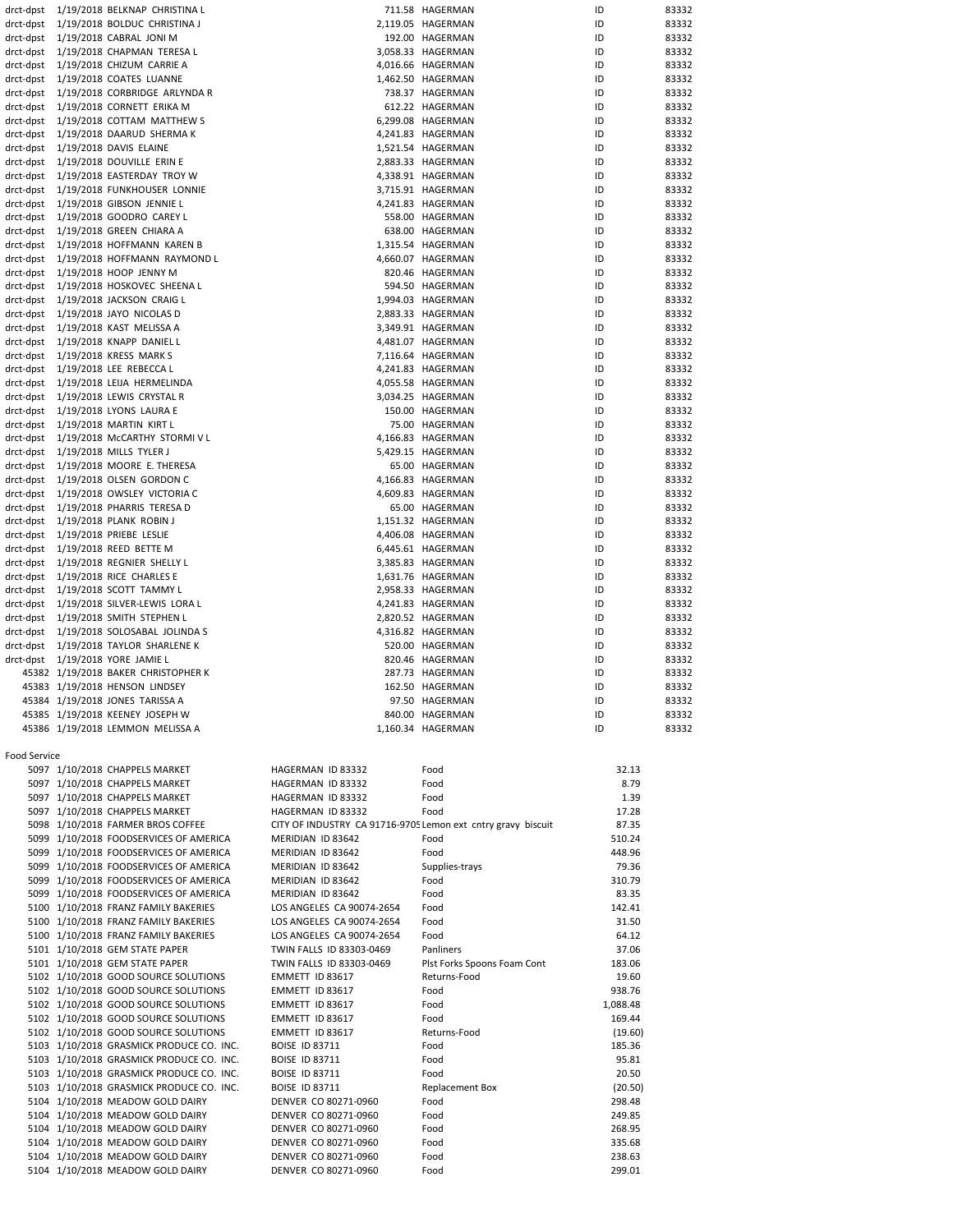| | | | | | | |
|---|---|---|---|---|---|---|
| drct-dpst | 1/19/2018 | BELKNAP CHRISTINA L | 711.58 | HAGERMAN | ID | 83332 |
| drct-dpst | 1/19/2018 | BOLDUC CHRISTINA J | 2,119.05 | HAGERMAN | ID | 83332 |
| drct-dpst | 1/19/2018 | CABRAL JONI M | 192.00 | HAGERMAN | ID | 83332 |
| drct-dpst | 1/19/2018 | CHAPMAN TERESA L | 3,058.33 | HAGERMAN | ID | 83332 |
| drct-dpst | 1/19/2018 | CHIZUM CARRIE A | 4,016.66 | HAGERMAN | ID | 83332 |
| drct-dpst | 1/19/2018 | COATES LUANNE | 1,462.50 | HAGERMAN | ID | 83332 |
| drct-dpst | 1/19/2018 | CORBRIDGE ARLYNDA R | 738.37 | HAGERMAN | ID | 83332 |
| drct-dpst | 1/19/2018 | CORNETT ERIKA M | 612.22 | HAGERMAN | ID | 83332 |
| drct-dpst | 1/19/2018 | COTTAM MATTHEW S | 6,299.08 | HAGERMAN | ID | 83332 |
| drct-dpst | 1/19/2018 | DAARUD SHERMA K | 4,241.83 | HAGERMAN | ID | 83332 |
| drct-dpst | 1/19/2018 | DAVIS ELAINE | 1,521.54 | HAGERMAN | ID | 83332 |
| drct-dpst | 1/19/2018 | DOUVILLE ERIN E | 2,883.33 | HAGERMAN | ID | 83332 |
| drct-dpst | 1/19/2018 | EASTERDAY TROY W | 4,338.91 | HAGERMAN | ID | 83332 |
| drct-dpst | 1/19/2018 | FUNKHOUSER LONNIE | 3,715.91 | HAGERMAN | ID | 83332 |
| drct-dpst | 1/19/2018 | GIBSON JENNIE L | 4,241.83 | HAGERMAN | ID | 83332 |
| drct-dpst | 1/19/2018 | GOODRO CAREY L | 558.00 | HAGERMAN | ID | 83332 |
| drct-dpst | 1/19/2018 | GREEN CHIARA A | 638.00 | HAGERMAN | ID | 83332 |
| drct-dpst | 1/19/2018 | HOFFMANN KAREN B | 1,315.54 | HAGERMAN | ID | 83332 |
| drct-dpst | 1/19/2018 | HOFFMANN RAYMOND L | 4,660.07 | HAGERMAN | ID | 83332 |
| drct-dpst | 1/19/2018 | HOOP JENNY M | 820.46 | HAGERMAN | ID | 83332 |
| drct-dpst | 1/19/2018 | HOSKOVEC SHEENA L | 594.50 | HAGERMAN | ID | 83332 |
| drct-dpst | 1/19/2018 | JACKSON CRAIG L | 1,994.03 | HAGERMAN | ID | 83332 |
| drct-dpst | 1/19/2018 | JAYO NICOLAS D | 2,883.33 | HAGERMAN | ID | 83332 |
| drct-dpst | 1/19/2018 | KAST MELISSA A | 3,349.91 | HAGERMAN | ID | 83332 |
| drct-dpst | 1/19/2018 | KNAPP DANIEL L | 4,481.07 | HAGERMAN | ID | 83332 |
| drct-dpst | 1/19/2018 | KRESS MARK S | 7,116.64 | HAGERMAN | ID | 83332 |
| drct-dpst | 1/19/2018 | LEE REBECCA L | 4,241.83 | HAGERMAN | ID | 83332 |
| drct-dpst | 1/19/2018 | LEIJA HERMELINDA | 4,055.58 | HAGERMAN | ID | 83332 |
| drct-dpst | 1/19/2018 | LEWIS CRYSTAL R | 3,034.25 | HAGERMAN | ID | 83332 |
| drct-dpst | 1/19/2018 | LYONS LAURA E | 150.00 | HAGERMAN | ID | 83332 |
| drct-dpst | 1/19/2018 | MARTIN KIRT L | 75.00 | HAGERMAN | ID | 83332 |
| drct-dpst | 1/19/2018 | McCARTHY STORMI V L | 4,166.83 | HAGERMAN | ID | 83332 |
| drct-dpst | 1/19/2018 | MILLS TYLER J | 5,429.15 | HAGERMAN | ID | 83332 |
| drct-dpst | 1/19/2018 | MOORE E. THERESA | 65.00 | HAGERMAN | ID | 83332 |
| drct-dpst | 1/19/2018 | OLSEN GORDON C | 4,166.83 | HAGERMAN | ID | 83332 |
| drct-dpst | 1/19/2018 | OWSLEY VICTORIA C | 4,609.83 | HAGERMAN | ID | 83332 |
| drct-dpst | 1/19/2018 | PHARRIS TERESA D | 65.00 | HAGERMAN | ID | 83332 |
| drct-dpst | 1/19/2018 | PLANK ROBIN J | 1,151.32 | HAGERMAN | ID | 83332 |
| drct-dpst | 1/19/2018 | PRIEBE LESLIE | 4,406.08 | HAGERMAN | ID | 83332 |
| drct-dpst | 1/19/2018 | REED BETTE M | 6,445.61 | HAGERMAN | ID | 83332 |
| drct-dpst | 1/19/2018 | REGNIER SHELLY L | 3,385.83 | HAGERMAN | ID | 83332 |
| drct-dpst | 1/19/2018 | RICE CHARLES E | 1,631.76 | HAGERMAN | ID | 83332 |
| drct-dpst | 1/19/2018 | SCOTT TAMMY L | 2,958.33 | HAGERMAN | ID | 83332 |
| drct-dpst | 1/19/2018 | SILVER-LEWIS LORA L | 4,241.83 | HAGERMAN | ID | 83332 |
| drct-dpst | 1/19/2018 | SMITH STEPHEN L | 2,820.52 | HAGERMAN | ID | 83332 |
| drct-dpst | 1/19/2018 | SOLOSABAL JOLINDA S | 4,316.82 | HAGERMAN | ID | 83332 |
| drct-dpst | 1/19/2018 | TAYLOR SHARLENE K | 520.00 | HAGERMAN | ID | 83332 |
| drct-dpst | 1/19/2018 | YORE JAMIE L | 820.46 | HAGERMAN | ID | 83332 |
| 45382 | 1/19/2018 | BAKER CHRISTOPHER K | 287.73 | HAGERMAN | ID | 83332 |
| 45383 | 1/19/2018 | HENSON LINDSEY | 162.50 | HAGERMAN | ID | 83332 |
| 45384 | 1/19/2018 | JONES TARISSA A | 97.50 | HAGERMAN | ID | 83332 |
| 45385 | 1/19/2018 | KEENEY JOSEPH W | 840.00 | HAGERMAN | ID | 83332 |
| 45386 | 1/19/2018 | LEMMON MELISSA A | 1,160.34 | HAGERMAN | ID | 83332 |

Food Service

| | | | | | |
|---|---|---|---|---|---|
| 5097 | 1/10/2018 | CHAPPELS MARKET | HAGERMAN ID 83332 | Food | 32.13 |
| 5097 | 1/10/2018 | CHAPPELS MARKET | HAGERMAN ID 83332 | Food | 8.79 |
| 5097 | 1/10/2018 | CHAPPELS MARKET | HAGERMAN ID 83332 | Food | 1.39 |
| 5097 | 1/10/2018 | CHAPPELS MARKET | HAGERMAN ID 83332 | Food | 17.28 |
| 5098 | 1/10/2018 | FARMER BROS COFFEE | CITY OF INDUSTRY CA 91716-9705 | Lemon ext cntry gravy biscuit | 87.35 |
| 5099 | 1/10/2018 | FOODSERVICES OF AMERICA | MERIDIAN ID 83642 | Food | 510.24 |
| 5099 | 1/10/2018 | FOODSERVICES OF AMERICA | MERIDIAN ID 83642 | Food | 448.96 |
| 5099 | 1/10/2018 | FOODSERVICES OF AMERICA | MERIDIAN ID 83642 | Supplies-trays | 79.36 |
| 5099 | 1/10/2018 | FOODSERVICES OF AMERICA | MERIDIAN ID 83642 | Food | 310.79 |
| 5099 | 1/10/2018 | FOODSERVICES OF AMERICA | MERIDIAN ID 83642 | Food | 83.35 |
| 5100 | 1/10/2018 | FRANZ FAMILY BAKERIES | LOS ANGELES CA 90074-2654 | Food | 142.41 |
| 5100 | 1/10/2018 | FRANZ FAMILY BAKERIES | LOS ANGELES CA 90074-2654 | Food | 31.50 |
| 5100 | 1/10/2018 | FRANZ FAMILY BAKERIES | LOS ANGELES CA 90074-2654 | Food | 64.12 |
| 5101 | 1/10/2018 | GEM STATE PAPER | TWIN FALLS ID 83303-0469 | Panliners | 37.06 |
| 5101 | 1/10/2018 | GEM STATE PAPER | TWIN FALLS ID 83303-0469 | Plst Forks Spoons Foam Cont | 183.06 |
| 5102 | 1/10/2018 | GOOD SOURCE SOLUTIONS | EMMETT ID 83617 | Returns-Food | 19.60 |
| 5102 | 1/10/2018 | GOOD SOURCE SOLUTIONS | EMMETT ID 83617 | Food | 938.76 |
| 5102 | 1/10/2018 | GOOD SOURCE SOLUTIONS | EMMETT ID 83617 | Food | 1,088.48 |
| 5102 | 1/10/2018 | GOOD SOURCE SOLUTIONS | EMMETT ID 83617 | Food | 169.44 |
| 5102 | 1/10/2018 | GOOD SOURCE SOLUTIONS | EMMETT ID 83617 | Returns-Food | (19.60) |
| 5103 | 1/10/2018 | GRASMICK PRODUCE CO. INC. | BOISE ID 83711 | Food | 185.36 |
| 5103 | 1/10/2018 | GRASMICK PRODUCE CO. INC. | BOISE ID 83711 | Food | 95.81 |
| 5103 | 1/10/2018 | GRASMICK PRODUCE CO. INC. | BOISE ID 83711 | Food | 20.50 |
| 5103 | 1/10/2018 | GRASMICK PRODUCE CO. INC. | BOISE ID 83711 | Replacement Box | (20.50) |
| 5104 | 1/10/2018 | MEADOW GOLD DAIRY | DENVER CO 80271-0960 | Food | 298.48 |
| 5104 | 1/10/2018 | MEADOW GOLD DAIRY | DENVER CO 80271-0960 | Food | 249.85 |
| 5104 | 1/10/2018 | MEADOW GOLD DAIRY | DENVER CO 80271-0960 | Food | 268.95 |
| 5104 | 1/10/2018 | MEADOW GOLD DAIRY | DENVER CO 80271-0960 | Food | 335.68 |
| 5104 | 1/10/2018 | MEADOW GOLD DAIRY | DENVER CO 80271-0960 | Food | 238.63 |
| 5104 | 1/10/2018 | MEADOW GOLD DAIRY | DENVER CO 80271-0960 | Food | 299.01 |